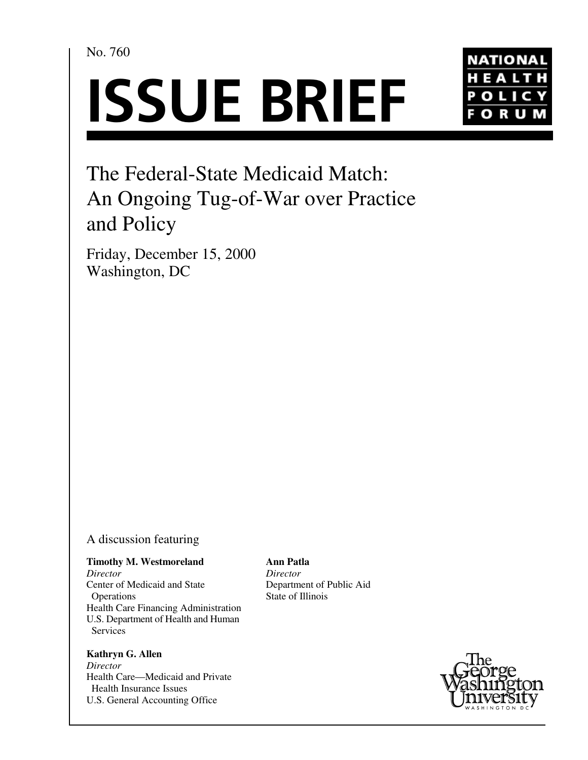No. 760

# ISSUE BRIEF

NATIONAL HEALTH POLICY FORUM

## The Federal-State Medicaid Match: An Ongoing Tug-of-War over Practice and Policy

Friday, December 15, 2000
Washington, DC

A discussion featuring

**Timothy M. Westmoreland**
*Director*
Center of Medicaid and State Operations
Health Care Financing Administration
U.S. Department of Health and Human Services

**Kathryn G. Allen**
*Director*
Health Care—Medicaid and Private Health Insurance Issues
U.S. General Accounting Office

**Ann Patla**
*Director*
Department of Public Aid
State of Illinois

The George Washington University
WASHINGTON DC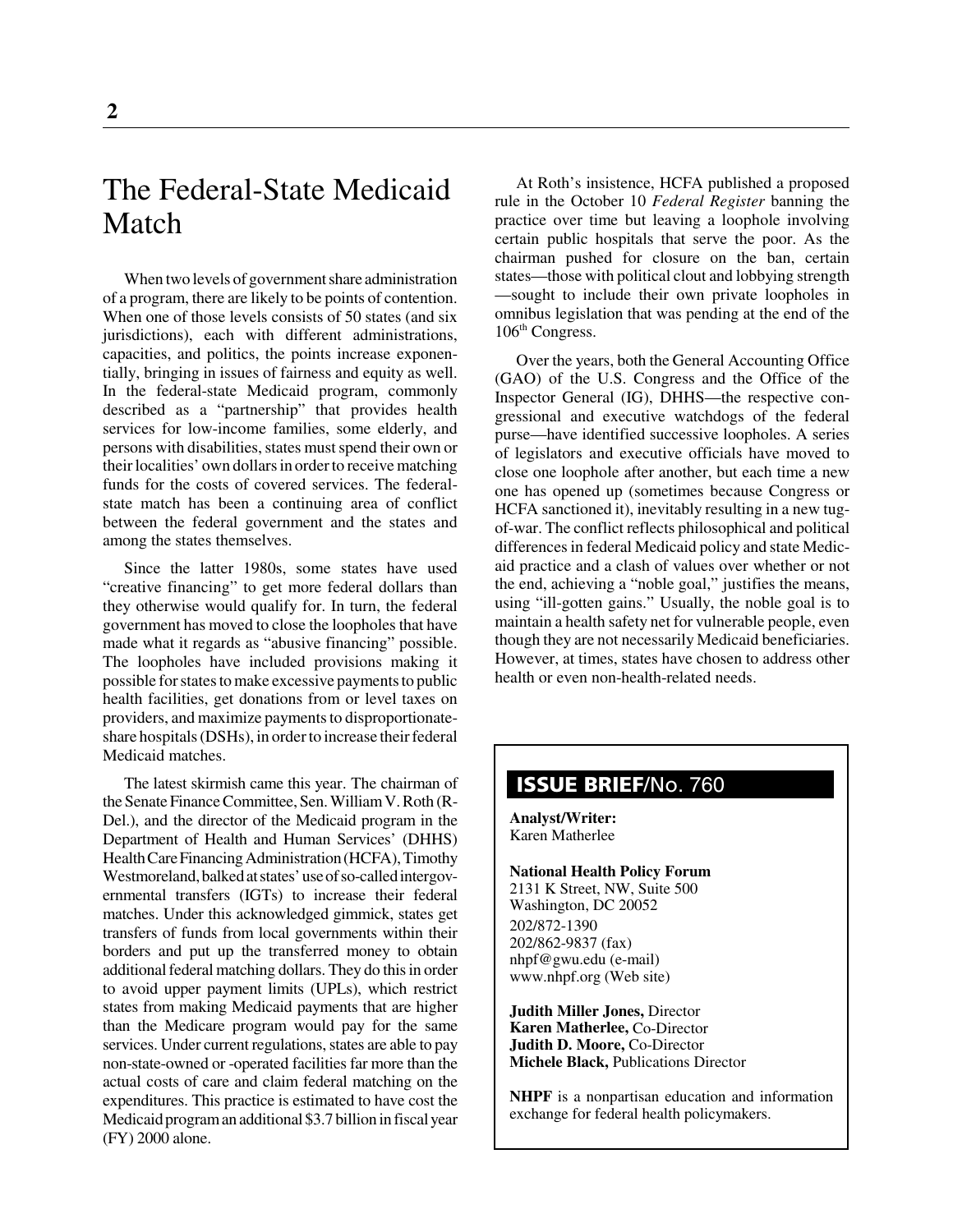# The Federal-State Medicaid Match

When two levels of government share administration of a program, there are likely to be points of contention. When one of those levels consists of 50 states (and six jurisdictions), each with different administrations, capacities, and politics, the points increase exponentially, bringing in issues of fairness and equity as well. In the federal-state Medicaid program, commonly described as a "partnership" that provides health services for low-income families, some elderly, and persons with disabilities, states must spend their own or their localities' own dollars in order to receive matching funds for the costs of covered services. The federal-state match has been a continuing area of conflict between the federal government and the states and among the states themselves.

Since the latter 1980s, some states have used "creative financing" to get more federal dollars than they otherwise would qualify for. In turn, the federal government has moved to close the loopholes that have made what it regards as "abusive financing" possible. The loopholes have included provisions making it possible for states to make excessive payments to public health facilities, get donations from or level taxes on providers, and maximize payments to disproportionate-share hospitals (DSHs), in order to increase their federal Medicaid matches.

The latest skirmish came this year. The chairman of the Senate Finance Committee, Sen. William V. Roth (R-Del.), and the director of the Medicaid program in the Department of Health and Human Services' (DHHS) Health Care Financing Administration (HCFA), Timothy Westmoreland, balked at states' use of so-called intergovernmental transfers (IGTs) to increase their federal matches. Under this acknowledged gimmick, states get transfers of funds from local governments within their borders and put up the transferred money to obtain additional federal matching dollars. They do this in order to avoid upper payment limits (UPLs), which restrict states from making Medicaid payments that are higher than the Medicare program would pay for the same services. Under current regulations, states are able to pay non-state-owned or -operated facilities far more than the actual costs of care and claim federal matching on the expenditures. This practice is estimated to have cost the Medicaid program an additional $3.7 billion in fiscal year (FY) 2000 alone.

At Roth's insistence, HCFA published a proposed rule in the October 10 *Federal Register* banning the practice over time but leaving a loophole involving certain public hospitals that serve the poor. As the chairman pushed for closure on the ban, certain states—those with political clout and lobbying strength—sought to include their own private loopholes in omnibus legislation that was pending at the end of the 106th Congress.

Over the years, both the General Accounting Office (GAO) of the U.S. Congress and the Office of the Inspector General (IG), DHHS—the respective congressional and executive watchdogs of the federal purse—have identified successive loopholes. A series of legislators and executive officials have moved to close one loophole after another, but each time a new one has opened up (sometimes because Congress or HCFA sanctioned it), inevitably resulting in a new tug-of-war. The conflict reflects philosophical and political differences in federal Medicaid policy and state Medicaid practice and a clash of values over whether or not the end, achieving a "noble goal," justifies the means, using "ill-gotten gains." Usually, the noble goal is to maintain a health safety net for vulnerable people, even though they are not necessarily Medicaid beneficiaries. However, at times, states have chosen to address other health or even non-health-related needs.

**ISSUE BRIEF**/No. 760

**Analyst/Writer:**
Karen Matherlee

**National Health Policy Forum**
2131 K Street, NW, Suite 500
Washington, DC 20052
202/872-1390
202/862-9837 (fax)
nhpf@gwu.edu (e-mail)
www.nhpf.org (Web site)

**Judith Miller Jones,** Director
**Karen Matherlee,** Co-Director
**Judith D. Moore,** Co-Director
**Michele Black,** Publications Director

**NHPF** is a nonpartisan education and information exchange for federal health policymakers.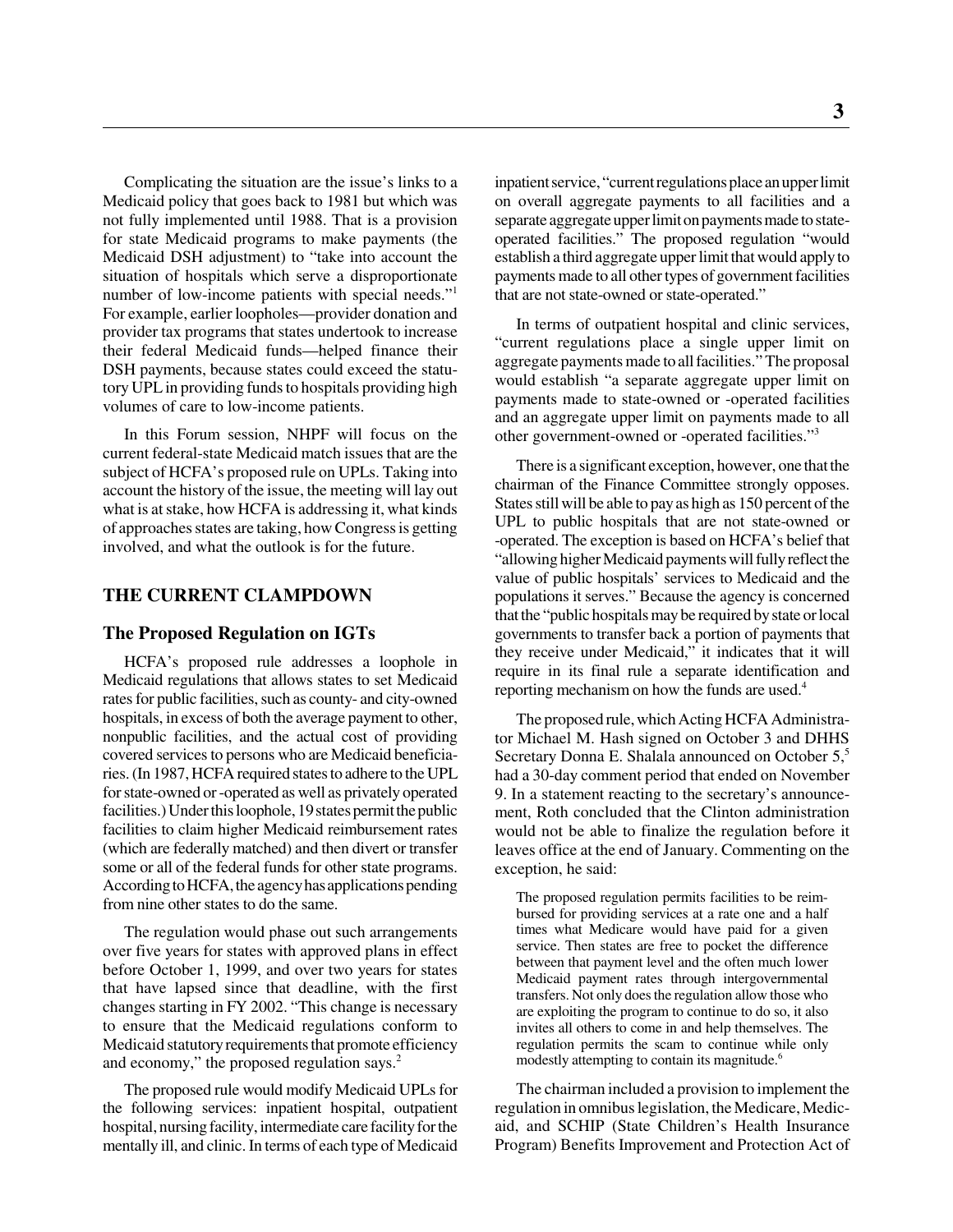Complicating the situation are the issue's links to a Medicaid policy that goes back to 1981 but which was not fully implemented until 1988. That is a provision for state Medicaid programs to make payments (the Medicaid DSH adjustment) to "take into account the situation of hospitals which serve a disproportionate number of low-income patients with special needs."[1] For example, earlier loopholes—provider donation and provider tax programs that states undertook to increase their federal Medicaid funds—helped finance their DSH payments, because states could exceed the statutory UPL in providing funds to hospitals providing high volumes of care to low-income patients.

In this Forum session, NHPF will focus on the current federal-state Medicaid match issues that are the subject of HCFA's proposed rule on UPLs. Taking into account the history of the issue, the meeting will lay out what is at stake, how HCFA is addressing it, what kinds of approaches states are taking, how Congress is getting involved, and what the outlook is for the future.

## THE CURRENT CLAMPDOWN

### The Proposed Regulation on IGTs

HCFA's proposed rule addresses a loophole in Medicaid regulations that allows states to set Medicaid rates for public facilities, such as county- and city-owned hospitals, in excess of both the average payment to other, nonpublic facilities, and the actual cost of providing covered services to persons who are Medicaid beneficiaries. (In 1987, HCFA required states to adhere to the UPL for state-owned or -operated as well as privately operated facilities.) Under this loophole, 19 states permit the public facilities to claim higher Medicaid reimbursement rates (which are federally matched) and then divert or transfer some or all of the federal funds for other state programs. According to HCFA, the agency has applications pending from nine other states to do the same.

The regulation would phase out such arrangements over five years for states with approved plans in effect before October 1, 1999, and over two years for states that have lapsed since that deadline, with the first changes starting in FY 2002. "This change is necessary to ensure that the Medicaid regulations conform to Medicaid statutory requirements that promote efficiency and economy," the proposed regulation says.[2]

The proposed rule would modify Medicaid UPLs for the following services: inpatient hospital, outpatient hospital, nursing facility, intermediate care facility for the mentally ill, and clinic. In terms of each type of Medicaid inpatient service, "current regulations place an upper limit on overall aggregate payments to all facilities and a separate aggregate upper limit on payments made to state-operated facilities." The proposed regulation "would establish a third aggregate upper limit that would apply to payments made to all other types of government facilities that are not state-owned or state-operated."

In terms of outpatient hospital and clinic services, "current regulations place a single upper limit on aggregate payments made to all facilities." The proposal would establish "a separate aggregate upper limit on payments made to state-owned or -operated facilities and an aggregate upper limit on payments made to all other government-owned or -operated facilities."[3]

There is a significant exception, however, one that the chairman of the Finance Committee strongly opposes. States still will be able to pay as high as 150 percent of the UPL to public hospitals that are not state-owned or -operated. The exception is based on HCFA's belief that "allowing higher Medicaid payments will fully reflect the value of public hospitals' services to Medicaid and the populations it serves." Because the agency is concerned that the "public hospitals may be required by state or local governments to transfer back a portion of payments that they receive under Medicaid," it indicates that it will require in its final rule a separate identification and reporting mechanism on how the funds are used.[4]

The proposed rule, which Acting HCFA Administrator Michael M. Hash signed on October 3 and DHHS Secretary Donna E. Shalala announced on October 5,[5] had a 30-day comment period that ended on November 9. In a statement reacting to the secretary's announcement, Roth concluded that the Clinton administration would not be able to finalize the regulation before it leaves office at the end of January. Commenting on the exception, he said:

> The proposed regulation permits facilities to be reimbursed for providing services at a rate one and a half times what Medicare would have paid for a given service. Then states are free to pocket the difference between that payment level and the often much lower Medicaid payment rates through intergovernmental transfers. Not only does the regulation allow those who are exploiting the program to continue to do so, it also invites all others to come in and help themselves. The regulation permits the scam to continue while only modestly attempting to contain its magnitude.[6]

The chairman included a provision to implement the regulation in omnibus legislation, the Medicare, Medicaid, and SCHIP (State Children's Health Insurance Program) Benefits Improvement and Protection Act of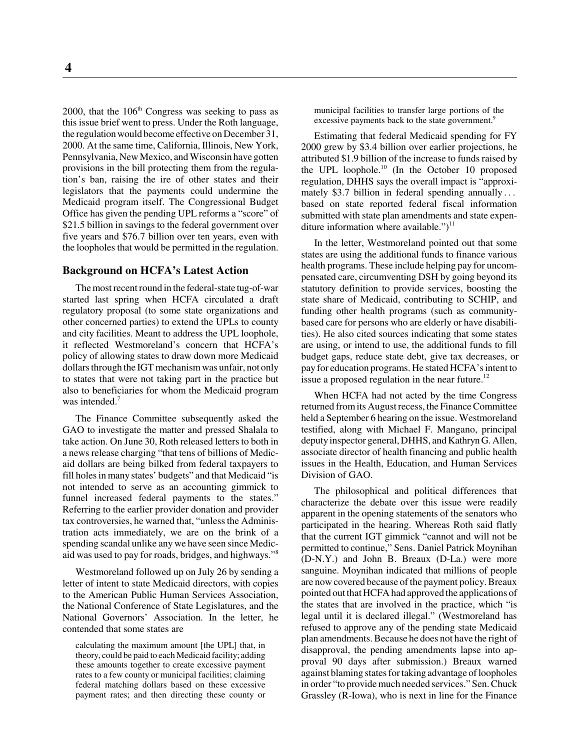2000, that the 106th Congress was seeking to pass as this issue brief went to press. Under the Roth language, the regulation would become effective on December 31, 2000. At the same time, California, Illinois, New York, Pennsylvania, New Mexico, and Wisconsin have gotten provisions in the bill protecting them from the regulation's ban, raising the ire of other states and their legislators that the payments could undermine the Medicaid program itself. The Congressional Budget Office has given the pending UPL reforms a "score" of $21.5 billion in savings to the federal government over five years and $76.7 billion over ten years, even with the loopholes that would be permitted in the regulation.

## Background on HCFA's Latest Action

The most recent round in the federal-state tug-of-war started last spring when HCFA circulated a draft regulatory proposal (to some state organizations and other concerned parties) to extend the UPLs to county and city facilities. Meant to address the UPL loophole, it reflected Westmoreland's concern that HCFA's policy of allowing states to draw down more Medicaid dollars through the IGT mechanism was unfair, not only to states that were not taking part in the practice but also to beneficiaries for whom the Medicaid program was intended.[7]

The Finance Committee subsequently asked the GAO to investigate the matter and pressed Shalala to take action. On June 30, Roth released letters to both in a news release charging "that tens of billions of Medicaid dollars are being bilked from federal taxpayers to fill holes in many states' budgets" and that Medicaid "is not intended to serve as an accounting gimmick to funnel increased federal payments to the states." Referring to the earlier provider donation and provider tax controversies, he warned that, "unless the Administration acts immediately, we are on the brink of a spending scandal unlike any we have seen since Medicaid was used to pay for roads, bridges, and highways."[8]

Westmoreland followed up on July 26 by sending a letter of intent to state Medicaid directors, with copies to the American Public Human Services Association, the National Conference of State Legislatures, and the National Governors' Association. In the letter, he contended that some states are

> calculating the maximum amount [the UPL] that, in theory, could be paid to each Medicaid facility; adding these amounts together to create excessive payment rates to a few county or municipal facilities; claiming federal matching dollars based on these excessive payment rates; and then directing these county or municipal facilities to transfer large portions of the excessive payments back to the state government.[9]

Estimating that federal Medicaid spending for FY 2000 grew by $3.4 billion over earlier projections, he attributed $1.9 billion of the increase to funds raised by the UPL loophole.[10] (In the October 10 proposed regulation, DHHS says the overall impact is "approximately $3.7 billion in federal spending annually . . . based on state reported federal fiscal information submitted with state plan amendments and state expenditure information where available.")[11]

In the letter, Westmoreland pointed out that some states are using the additional funds to finance various health programs. These include helping pay for uncompensated care, circumventing DSH by going beyond its statutory definition to provide services, boosting the state share of Medicaid, contributing to SCHIP, and funding other health programs (such as community-based care for persons who are elderly or have disabilities). He also cited sources indicating that some states are using, or intend to use, the additional funds to fill budget gaps, reduce state debt, give tax decreases, or pay for education programs. He stated HCFA's intent to issue a proposed regulation in the near future.[12]

When HCFA had not acted by the time Congress returned from its August recess, the Finance Committee held a September 6 hearing on the issue. Westmoreland testified, along with Michael F. Mangano, principal deputy inspector general, DHHS, and Kathryn G. Allen, associate director of health financing and public health issues in the Health, Education, and Human Services Division of GAO.

The philosophical and political differences that characterize the debate over this issue were readily apparent in the opening statements of the senators who participated in the hearing. Whereas Roth said flatly that the current IGT gimmick "cannot and will not be permitted to continue," Sens. Daniel Patrick Moynihan (D-N.Y.) and John B. Breaux (D-La.) were more sanguine. Moynihan indicated that millions of people are now covered because of the payment policy. Breaux pointed out that HCFA had approved the applications of the states that are involved in the practice, which "is legal until it is declared illegal." (Westmoreland has refused to approve any of the pending state Medicaid plan amendments. Because he does not have the right of disapproval, the pending amendments lapse into approval 90 days after submission.) Breaux warned against blaming states for taking advantage of loopholes in order "to provide much needed services." Sen. Chuck Grassley (R-Iowa), who is next in line for the Finance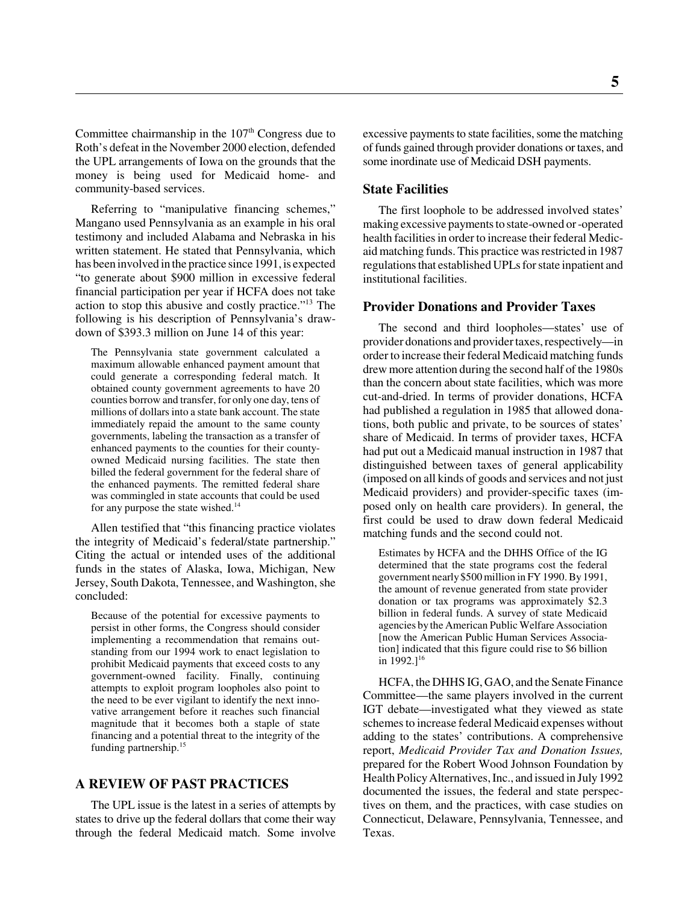Committee chairmanship in the 107th Congress due to Roth's defeat in the November 2000 election, defended the UPL arrangements of Iowa on the grounds that the money is being used for Medicaid home- and community-based services.

Referring to "manipulative financing schemes," Mangano used Pennsylvania as an example in his oral testimony and included Alabama and Nebraska in his written statement. He stated that Pennsylvania, which has been involved in the practice since 1991, is expected "to generate about $900 million in excessive federal financial participation per year if HCFA does not take action to stop this abusive and costly practice."[13] The following is his description of Pennsylvania's drawdown of $393.3 million on June 14 of this year:

> The Pennsylvania state government calculated a maximum allowable enhanced payment amount that could generate a corresponding federal match. It obtained county government agreements to have 20 counties borrow and transfer, for only one day, tens of millions of dollars into a state bank account. The state immediately repaid the amount to the same county governments, labeling the transaction as a transfer of enhanced payments to the counties for their county-owned Medicaid nursing facilities. The state then billed the federal government for the federal share of the enhanced payments. The remitted federal share was commingled in state accounts that could be used for any purpose the state wished.[14]

Allen testified that "this financing practice violates the integrity of Medicaid's federal/state partnership." Citing the actual or intended uses of the additional funds in the states of Alaska, Iowa, Michigan, New Jersey, South Dakota, Tennessee, and Washington, she concluded:

> Because of the potential for excessive payments to persist in other forms, the Congress should consider implementing a recommendation that remains outstanding from our 1994 work to enact legislation to prohibit Medicaid payments that exceed costs to any government-owned facility. Finally, continuing attempts to exploit program loopholes also point to the need to be ever vigilant to identify the next innovative arrangement before it reaches such financial magnitude that it becomes both a staple of state financing and a potential threat to the integrity of the funding partnership.[15]

## A REVIEW OF PAST PRACTICES

The UPL issue is the latest in a series of attempts by states to drive up the federal dollars that come their way through the federal Medicaid match. Some involve excessive payments to state facilities, some the matching of funds gained through provider donations or taxes, and some inordinate use of Medicaid DSH payments.

### State Facilities

The first loophole to be addressed involved states' making excessive payments to state-owned or -operated health facilities in order to increase their federal Medicaid matching funds. This practice was restricted in 1987 regulations that established UPLs for state inpatient and institutional facilities.

### Provider Donations and Provider Taxes

The second and third loopholes—states' use of provider donations and provider taxes, respectively—in order to increase their federal Medicaid matching funds drew more attention during the second half of the 1980s than the concern about state facilities, which was more cut-and-dried. In terms of provider donations, HCFA had published a regulation in 1985 that allowed donations, both public and private, to be sources of states' share of Medicaid. In terms of provider taxes, HCFA had put out a Medicaid manual instruction in 1987 that distinguished between taxes of general applicability (imposed on all kinds of goods and services and not just Medicaid providers) and provider-specific taxes (imposed only on health care providers). In general, the first could be used to draw down federal Medicaid matching funds and the second could not.

> Estimates by HCFA and the DHHS Office of the IG determined that the state programs cost the federal government nearly $500 million in FY 1990. By 1991, the amount of revenue generated from state provider donation or tax programs was approximately $2.3 billion in federal funds. A survey of state Medicaid agencies by the American Public Welfare Association [now the American Public Human Services Association] indicated that this figure could rise to $6 billion in 1992.][16]

HCFA, the DHHS IG, GAO, and the Senate Finance Committee—the same players involved in the current IGT debate—investigated what they viewed as state schemes to increase federal Medicaid expenses without adding to the states' contributions. A comprehensive report, *Medicaid Provider Tax and Donation Issues,* prepared for the Robert Wood Johnson Foundation by Health Policy Alternatives, Inc., and issued in July 1992 documented the issues, the federal and state perspectives on them, and the practices, with case studies on Connecticut, Delaware, Pennsylvania, Tennessee, and Texas.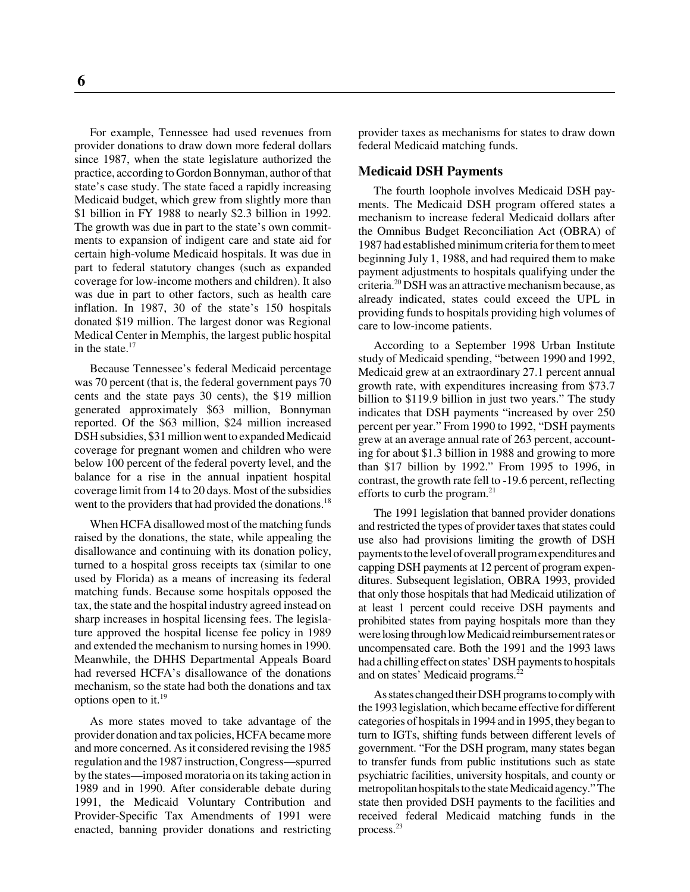For example, Tennessee had used revenues from provider donations to draw down more federal dollars since 1987, when the state legislature authorized the practice, according to Gordon Bonnyman, author of that state's case study. The state faced a rapidly increasing Medicaid budget, which grew from slightly more than $1 billion in FY 1988 to nearly $2.3 billion in 1992. The growth was due in part to the state's own commitments to expansion of indigent care and state aid for certain high-volume Medicaid hospitals. It was due in part to federal statutory changes (such as expanded coverage for low-income mothers and children). It also was due in part to other factors, such as health care inflation. In 1987, 30 of the state's 150 hospitals donated $19 million. The largest donor was Regional Medical Center in Memphis, the largest public hospital in the state.[17]

Because Tennessee's federal Medicaid percentage was 70 percent (that is, the federal government pays 70 cents and the state pays 30 cents), the $19 million generated approximately $63 million, Bonnyman reported. Of the $63 million, $24 million increased DSH subsidies, $31 million went to expanded Medicaid coverage for pregnant women and children who were below 100 percent of the federal poverty level, and the balance for a rise in the annual inpatient hospital coverage limit from 14 to 20 days. Most of the subsidies went to the providers that had provided the donations.[18]

When HCFA disallowed most of the matching funds raised by the donations, the state, while appealing the disallowance and continuing with its donation policy, turned to a hospital gross receipts tax (similar to one used by Florida) as a means of increasing its federal matching funds. Because some hospitals opposed the tax, the state and the hospital industry agreed instead on sharp increases in hospital licensing fees. The legislature approved the hospital license fee policy in 1989 and extended the mechanism to nursing homes in 1990. Meanwhile, the DHHS Departmental Appeals Board had reversed HCFA's disallowance of the donations mechanism, so the state had both the donations and tax options open to it.[19]

As more states moved to take advantage of the provider donation and tax policies, HCFA became more and more concerned. As it considered revising the 1985 regulation and the 1987 instruction, Congress—spurred by the states—imposed moratoria on its taking action in 1989 and in 1990. After considerable debate during 1991, the Medicaid Voluntary Contribution and Provider-Specific Tax Amendments of 1991 were enacted, banning provider donations and restricting provider taxes as mechanisms for states to draw down federal Medicaid matching funds.

### Medicaid DSH Payments

The fourth loophole involves Medicaid DSH payments. The Medicaid DSH program offered states a mechanism to increase federal Medicaid dollars after the Omnibus Budget Reconciliation Act (OBRA) of 1987 had established minimum criteria for them to meet beginning July 1, 1988, and had required them to make payment adjustments to hospitals qualifying under the criteria.[20] DSH was an attractive mechanism because, as already indicated, states could exceed the UPL in providing funds to hospitals providing high volumes of care to low-income patients.

According to a September 1998 Urban Institute study of Medicaid spending, "between 1990 and 1992, Medicaid grew at an extraordinary 27.1 percent annual growth rate, with expenditures increasing from $73.7 billion to $119.9 billion in just two years." The study indicates that DSH payments "increased by over 250 percent per year." From 1990 to 1992, "DSH payments grew at an average annual rate of 263 percent, accounting for about $1.3 billion in 1988 and growing to more than $17 billion by 1992." From 1995 to 1996, in contrast, the growth rate fell to -19.6 percent, reflecting efforts to curb the program.[21]

The 1991 legislation that banned provider donations and restricted the types of provider taxes that states could use also had provisions limiting the growth of DSH payments to the level of overall program expenditures and capping DSH payments at 12 percent of program expenditures. Subsequent legislation, OBRA 1993, provided that only those hospitals that had Medicaid utilization of at least 1 percent could receive DSH payments and prohibited states from paying hospitals more than they were losing through low Medicaid reimbursement rates or uncompensated care. Both the 1991 and the 1993 laws had a chilling effect on states' DSH payments to hospitals and on states' Medicaid programs.[22]

As states changed their DSH programs to comply with the 1993 legislation, which became effective for different categories of hospitals in 1994 and in 1995, they began to turn to IGTs, shifting funds between different levels of government. "For the DSH program, many states began to transfer funds from public institutions such as state psychiatric facilities, university hospitals, and county or metropolitan hospitals to the state Medicaid agency." The state then provided DSH payments to the facilities and received federal Medicaid matching funds in the process.[23]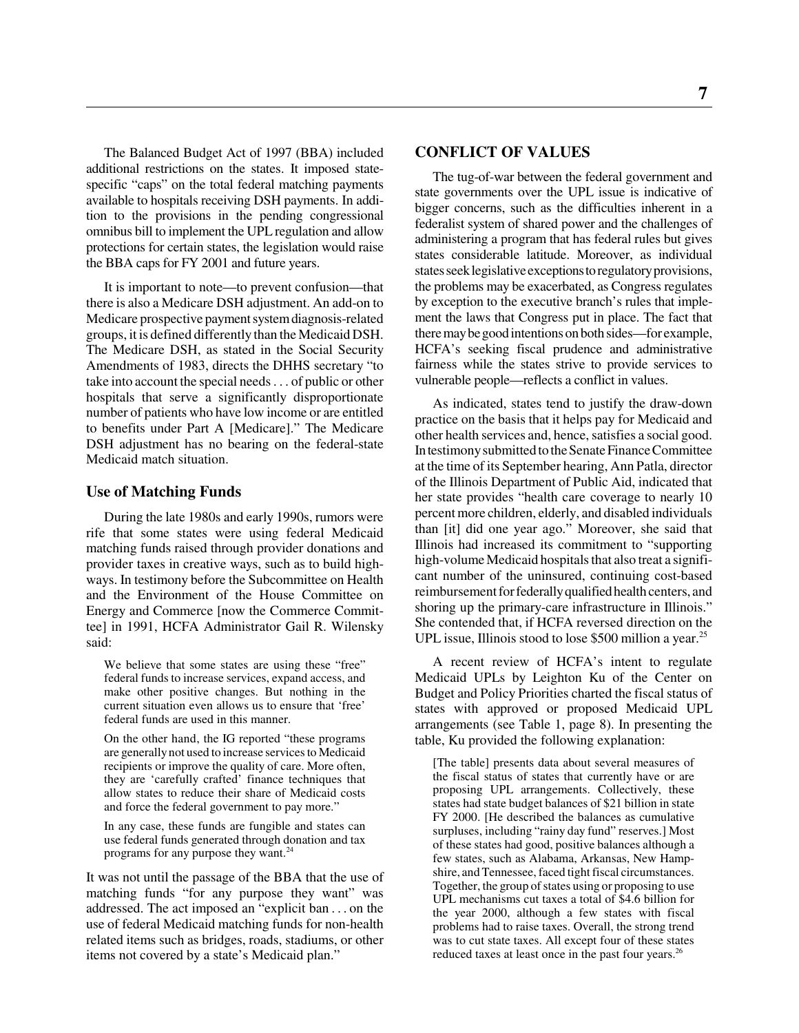The Balanced Budget Act of 1997 (BBA) included additional restrictions on the states. It imposed state-specific "caps" on the total federal matching payments available to hospitals receiving DSH payments. In addition to the provisions in the pending congressional omnibus bill to implement the UPL regulation and allow protections for certain states, the legislation would raise the BBA caps for FY 2001 and future years.

It is important to note—to prevent confusion—that there is also a Medicare DSH adjustment. An add-on to Medicare prospective payment system diagnosis-related groups, it is defined differently than the Medicaid DSH. The Medicare DSH, as stated in the Social Security Amendments of 1983, directs the DHHS secretary "to take into account the special needs . . . of public or other hospitals that serve a significantly disproportionate number of patients who have low income or are entitled to benefits under Part A [Medicare]." The Medicare DSH adjustment has no bearing on the federal-state Medicaid match situation.

### Use of Matching Funds

During the late 1980s and early 1990s, rumors were rife that some states were using federal Medicaid matching funds raised through provider donations and provider taxes in creative ways, such as to build highways. In testimony before the Subcommittee on Health and the Environment of the House Committee on Energy and Commerce [now the Commerce Committee] in 1991, HCFA Administrator Gail R. Wilensky said:

> We believe that some states are using these "free" federal funds to increase services, expand access, and make other positive changes. But nothing in the current situation even allows us to ensure that 'free' federal funds are used in this manner.
>
> On the other hand, the IG reported "these programs are generally not used to increase services to Medicaid recipients or improve the quality of care. More often, they are 'carefully crafted' finance techniques that allow states to reduce their share of Medicaid costs and force the federal government to pay more."
>
> In any case, these funds are fungible and states can use federal funds generated through donation and tax programs for any purpose they want.[24]

It was not until the passage of the BBA that the use of matching funds "for any purpose they want" was addressed. The act imposed an "explicit ban . . . on the use of federal Medicaid matching funds for non-health related items such as bridges, roads, stadiums, or other items not covered by a state's Medicaid plan."

## CONFLICT OF VALUES

The tug-of-war between the federal government and state governments over the UPL issue is indicative of bigger concerns, such as the difficulties inherent in a federalist system of shared power and the challenges of administering a program that has federal rules but gives states considerable latitude. Moreover, as individual states seek legislative exceptions to regulatory provisions, the problems may be exacerbated, as Congress regulates by exception to the executive branch's rules that implement the laws that Congress put in place. The fact that there may be good intentions on both sides—for example, HCFA's seeking fiscal prudence and administrative fairness while the states strive to provide services to vulnerable people—reflects a conflict in values.

As indicated, states tend to justify the draw-down practice on the basis that it helps pay for Medicaid and other health services and, hence, satisfies a social good. In testimony submitted to the Senate Finance Committee at the time of its September hearing, Ann Patla, director of the Illinois Department of Public Aid, indicated that her state provides "health care coverage to nearly 10 percent more children, elderly, and disabled individuals than [it] did one year ago." Moreover, she said that Illinois had increased its commitment to "supporting high-volume Medicaid hospitals that also treat a significant number of the uninsured, continuing cost-based reimbursement for federally qualified health centers, and shoring up the primary-care infrastructure in Illinois." She contended that, if HCFA reversed direction on the UPL issue, Illinois stood to lose $500 million a year.[25]

A recent review of HCFA's intent to regulate Medicaid UPLs by Leighton Ku of the Center on Budget and Policy Priorities charted the fiscal status of states with approved or proposed Medicaid UPL arrangements (see Table 1, page 8). In presenting the table, Ku provided the following explanation:

> [The table] presents data about several measures of the fiscal status of states that currently have or are proposing UPL arrangements. Collectively, these states had state budget balances of $21 billion in state FY 2000. [He described the balances as cumulative surpluses, including "rainy day fund" reserves.] Most of these states had good, positive balances although a few states, such as Alabama, Arkansas, New Hampshire, and Tennessee, faced tight fiscal circumstances. Together, the group of states using or proposing to use UPL mechanisms cut taxes a total of $4.6 billion for the year 2000, although a few states with fiscal problems had to raise taxes. Overall, the strong trend was to cut state taxes. All except four of these states reduced taxes at least once in the past four years.[26]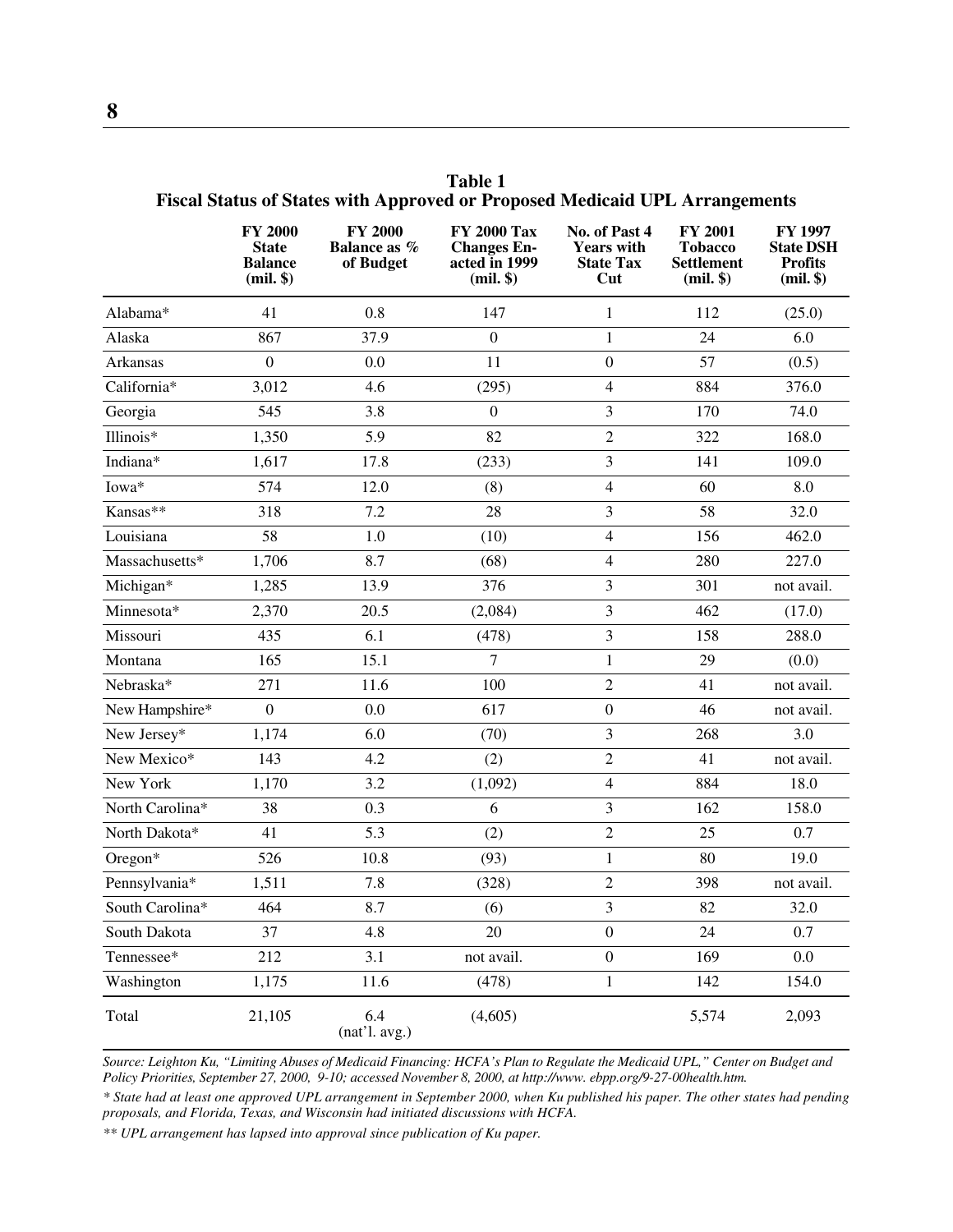**Table 1**
**Fiscal Status of States with Approved or Proposed Medicaid UPL Arrangements**

| | FY 2000 State Balance (mil. $) | FY 2000 Balance as % of Budget | FY 2000 Tax Changes Enacted in 1999 (mil. $) | No. of Past 4 Years with State Tax Cut | FY 2001 Tobacco Settlement (mil. $) | FY 1997 State DSH Profits (mil. $) |
|---|---|---|---|---|---|---|
| Alabama* | 41 | 0.8 | 147 | 1 | 112 | (25.0) |
| Alaska | 867 | 37.9 | 0 | 1 | 24 | 6.0 |
| Arkansas | 0 | 0.0 | 11 | 0 | 57 | (0.5) |
| California* | 3,012 | 4.6 | (295) | 4 | 884 | 376.0 |
| Georgia | 545 | 3.8 | 0 | 3 | 170 | 74.0 |
| Illinois* | 1,350 | 5.9 | 82 | 2 | 322 | 168.0 |
| Indiana* | 1,617 | 17.8 | (233) | 3 | 141 | 109.0 |
| Iowa* | 574 | 12.0 | (8) | 4 | 60 | 8.0 |
| Kansas** | 318 | 7.2 | 28 | 3 | 58 | 32.0 |
| Louisiana | 58 | 1.0 | (10) | 4 | 156 | 462.0 |
| Massachusetts* | 1,706 | 8.7 | (68) | 4 | 280 | 227.0 |
| Michigan* | 1,285 | 13.9 | 376 | 3 | 301 | not avail. |
| Minnesota* | 2,370 | 20.5 | (2,084) | 3 | 462 | (17.0) |
| Missouri | 435 | 6.1 | (478) | 3 | 158 | 288.0 |
| Montana | 165 | 15.1 | 7 | 1 | 29 | (0.0) |
| Nebraska* | 271 | 11.6 | 100 | 2 | 41 | not avail. |
| New Hampshire* | 0 | 0.0 | 617 | 0 | 46 | not avail. |
| New Jersey* | 1,174 | 6.0 | (70) | 3 | 268 | 3.0 |
| New Mexico* | 143 | 4.2 | (2) | 2 | 41 | not avail. |
| New York | 1,170 | 3.2 | (1,092) | 4 | 884 | 18.0 |
| North Carolina* | 38 | 0.3 | 6 | 3 | 162 | 158.0 |
| North Dakota* | 41 | 5.3 | (2) | 2 | 25 | 0.7 |
| Oregon* | 526 | 10.8 | (93) | 1 | 80 | 19.0 |
| Pennsylvania* | 1,511 | 7.8 | (328) | 2 | 398 | not avail. |
| South Carolina* | 464 | 8.7 | (6) | 3 | 82 | 32.0 |
| South Dakota | 37 | 4.8 | 20 | 0 | 24 | 0.7 |
| Tennessee* | 212 | 3.1 | not avail. | 0 | 169 | 0.0 |
| Washington | 1,175 | 11.6 | (478) | 1 | 142 | 154.0 |
| Total | 21,105 | 6.4 (nat'l. avg.) | (4,605) | | 5,574 | 2,093 |

*Source: Leighton Ku, "Limiting Abuses of Medicaid Financing: HCFA's Plan to Regulate the Medicaid UPL," Center on Budget and Policy Priorities, September 27, 2000, 9-10; accessed November 8, 2000, at http://www. ebpp.org/9-27-00health.htm.*

*\* State had at least one approved UPL arrangement in September 2000, when Ku published his paper. The other states had pending proposals, and Florida, Texas, and Wisconsin had initiated discussions with HCFA.*

*\*\* UPL arrangement has lapsed into approval since publication of Ku paper.*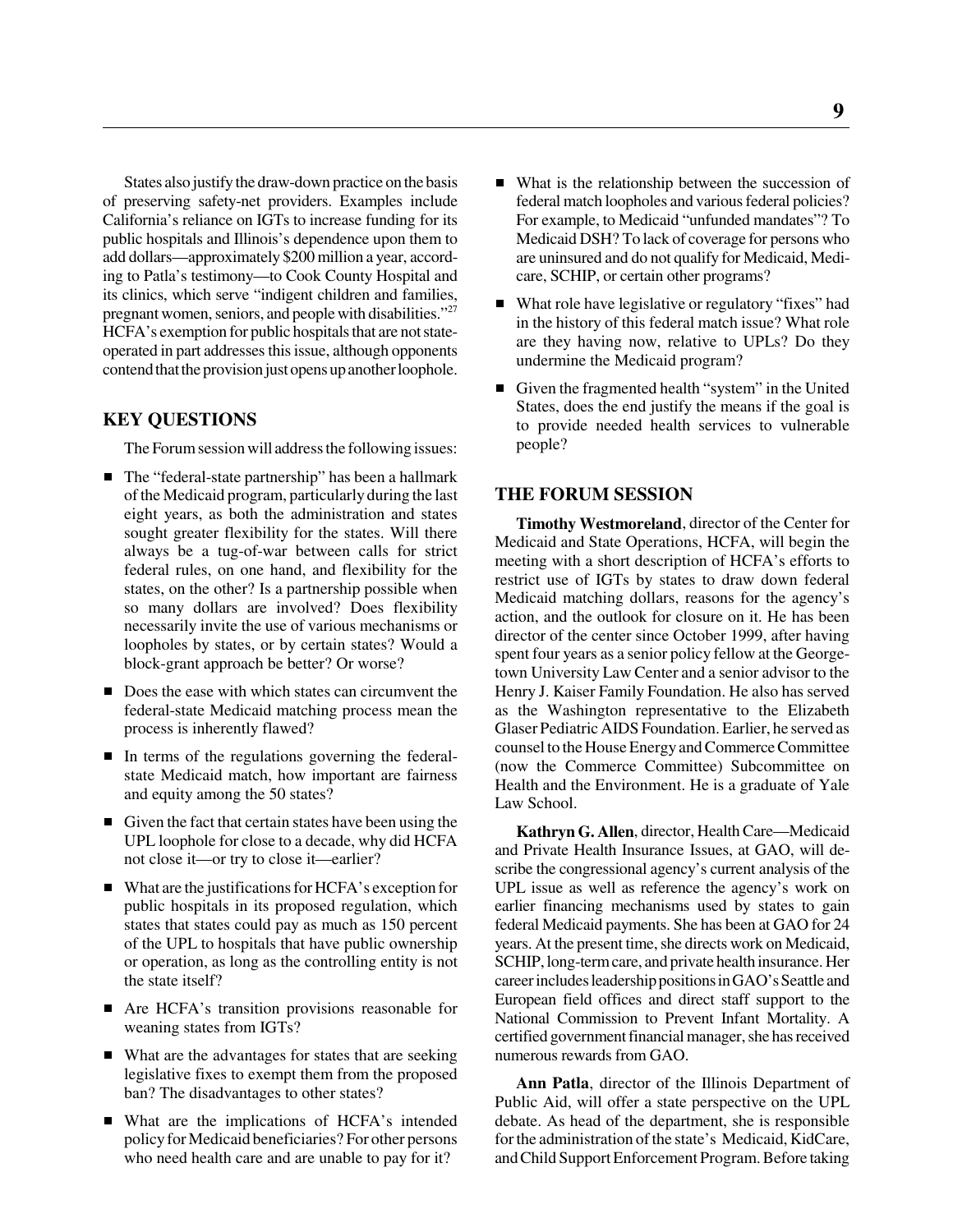States also justify the draw-down practice on the basis of preserving safety-net providers. Examples include California's reliance on IGTs to increase funding for its public hospitals and Illinois's dependence upon them to add dollars—approximately $200 million a year, according to Patla's testimony—to Cook County Hospital and its clinics, which serve "indigent children and families, pregnant women, seniors, and people with disabilities."[27] HCFA's exemption for public hospitals that are not state-operated in part addresses this issue, although opponents contend that the provision just opens up another loophole.

## KEY QUESTIONS

The Forum session will address the following issues:

- The "federal-state partnership" has been a hallmark of the Medicaid program, particularly during the last eight years, as both the administration and states sought greater flexibility for the states. Will there always be a tug-of-war between calls for strict federal rules, on one hand, and flexibility for the states, on the other? Is a partnership possible when so many dollars are involved? Does flexibility necessarily invite the use of various mechanisms or loopholes by states, or by certain states? Would a block-grant approach be better? Or worse?
- Does the ease with which states can circumvent the federal-state Medicaid matching process mean the process is inherently flawed?
- In terms of the regulations governing the federal-state Medicaid match, how important are fairness and equity among the 50 states?
- Given the fact that certain states have been using the UPL loophole for close to a decade, why did HCFA not close it—or try to close it—earlier?
- What are the justifications for HCFA's exception for public hospitals in its proposed regulation, which states that states could pay as much as 150 percent of the UPL to hospitals that have public ownership or operation, as long as the controlling entity is not the state itself?
- Are HCFA's transition provisions reasonable for weaning states from IGTs?
- What are the advantages for states that are seeking legislative fixes to exempt them from the proposed ban? The disadvantages to other states?
- What are the implications of HCFA's intended policy for Medicaid beneficiaries? For other persons who need health care and are unable to pay for it?
- What is the relationship between the succession of federal match loopholes and various federal policies? For example, to Medicaid "unfunded mandates"? To Medicaid DSH? To lack of coverage for persons who are uninsured and do not qualify for Medicaid, Medicare, SCHIP, or certain other programs?
- What role have legislative or regulatory "fixes" had in the history of this federal match issue? What role are they having now, relative to UPLs? Do they undermine the Medicaid program?
- Given the fragmented health "system" in the United States, does the end justify the means if the goal is to provide needed health services to vulnerable people?

## THE FORUM SESSION

**Timothy Westmoreland**, director of the Center for Medicaid and State Operations, HCFA, will begin the meeting with a short description of HCFA's efforts to restrict use of IGTs by states to draw down federal Medicaid matching dollars, reasons for the agency's action, and the outlook for closure on it. He has been director of the center since October 1999, after having spent four years as a senior policy fellow at the Georgetown University Law Center and a senior advisor to the Henry J. Kaiser Family Foundation. He also has served as the Washington representative to the Elizabeth Glaser Pediatric AIDS Foundation. Earlier, he served as counsel to the House Energy and Commerce Committee (now the Commerce Committee) Subcommittee on Health and the Environment. He is a graduate of Yale Law School.

**Kathryn G. Allen**, director, Health Care—Medicaid and Private Health Insurance Issues, at GAO, will describe the congressional agency's current analysis of the UPL issue as well as reference the agency's work on earlier financing mechanisms used by states to gain federal Medicaid payments. She has been at GAO for 24 years. At the present time, she directs work on Medicaid, SCHIP, long-term care, and private health insurance. Her career includes leadership positions in GAO's Seattle and European field offices and direct staff support to the National Commission to Prevent Infant Mortality. A certified government financial manager, she has received numerous rewards from GAO.

**Ann Patla**, director of the Illinois Department of Public Aid, will offer a state perspective on the UPL debate. As head of the department, she is responsible for the administration of the state's Medicaid, KidCare, and Child Support Enforcement Program. Before taking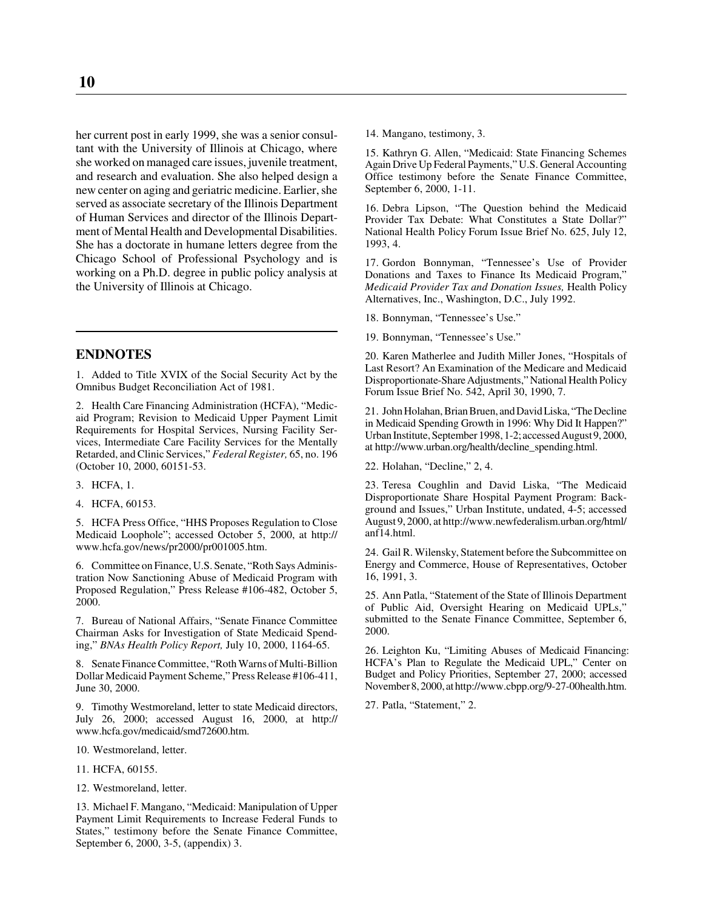her current post in early 1999, she was a senior consultant with the University of Illinois at Chicago, where she worked on managed care issues, juvenile treatment, and research and evaluation. She also helped design a new center on aging and geriatric medicine. Earlier, she served as associate secretary of the Illinois Department of Human Services and director of the Illinois Department of Mental Health and Developmental Disabilities. She has a doctorate in humane letters degree from the Chicago School of Professional Psychology and is working on a Ph.D. degree in public policy analysis at the University of Illinois at Chicago.

## ENDNOTES

1. Added to Title XVIX of the Social Security Act by the Omnibus Budget Reconciliation Act of 1981.

2. Health Care Financing Administration (HCFA), "Medicaid Program; Revision to Medicaid Upper Payment Limit Requirements for Hospital Services, Nursing Facility Services, Intermediate Care Facility Services for the Mentally Retarded, and Clinic Services," *Federal Register,* 65, no. 196 (October 10, 2000, 60151-53.

3. HCFA, 1.

4. HCFA, 60153.

5. HCFA Press Office, "HHS Proposes Regulation to Close Medicaid Loophole"; accessed October 5, 2000, at http://www.hcfa.gov/news/pr2000/pr001005.htm.

6. Committee on Finance, U.S. Senate, "Roth Says Administration Now Sanctioning Abuse of Medicaid Program with Proposed Regulation," Press Release #106-482, October 5, 2000.

7. Bureau of National Affairs, "Senate Finance Committee Chairman Asks for Investigation of State Medicaid Spending," *BNAs Health Policy Report,* July 10, 2000, 1164-65.

8. Senate Finance Committee, "Roth Warns of Multi-Billion Dollar Medicaid Payment Scheme," Press Release #106-411, June 30, 2000.

9. Timothy Westmoreland, letter to state Medicaid directors, July 26, 2000; accessed August 16, 2000, at http://www.hcfa.gov/medicaid/smd72600.htm.

10. Westmoreland, letter.

11. HCFA, 60155.

12. Westmoreland, letter.

13. Michael F. Mangano, "Medicaid: Manipulation of Upper Payment Limit Requirements to Increase Federal Funds to States," testimony before the Senate Finance Committee, September 6, 2000, 3-5, (appendix) 3.

14. Mangano, testimony, 3.

15. Kathryn G. Allen, "Medicaid: State Financing Schemes Again Drive Up Federal Payments," U.S. General Accounting Office testimony before the Senate Finance Committee, September 6, 2000, 1-11.

16. Debra Lipson, "The Question behind the Medicaid Provider Tax Debate: What Constitutes a State Dollar?" National Health Policy Forum Issue Brief No. 625, July 12, 1993, 4.

17. Gordon Bonnyman, "Tennessee's Use of Provider Donations and Taxes to Finance Its Medicaid Program," *Medicaid Provider Tax and Donation Issues,* Health Policy Alternatives, Inc., Washington, D.C., July 1992.

18. Bonnyman, "Tennessee's Use."

19. Bonnyman, "Tennessee's Use."

20. Karen Matherlee and Judith Miller Jones, "Hospitals of Last Resort? An Examination of the Medicare and Medicaid Disproportionate-Share Adjustments," National Health Policy Forum Issue Brief No. 542, April 30, 1990, 7.

21. John Holahan, Brian Bruen, and David Liska, "The Decline in Medicaid Spending Growth in 1996: Why Did It Happen?" Urban Institute, September 1998, 1-2; accessed August 9, 2000, at http://www.urban.org/health/decline_spending.html.

22. Holahan, "Decline," 2, 4.

23. Teresa Coughlin and David Liska, "The Medicaid Disproportionate Share Hospital Payment Program: Background and Issues," Urban Institute, undated, 4-5; accessed August 9, 2000, at http://www.newfederalism.urban.org/html/anf14.html.

24. Gail R. Wilensky, Statement before the Subcommittee on Energy and Commerce, House of Representatives, October 16, 1991, 3.

25. Ann Patla, "Statement of the State of Illinois Department of Public Aid, Oversight Hearing on Medicaid UPLs," submitted to the Senate Finance Committee, September 6, 2000.

26. Leighton Ku, "Limiting Abuses of Medicaid Financing: HCFA's Plan to Regulate the Medicaid UPL," Center on Budget and Policy Priorities, September 27, 2000; accessed November 8, 2000, at http://www.cbpp.org/9-27-00health.htm.

27. Patla, "Statement," 2.